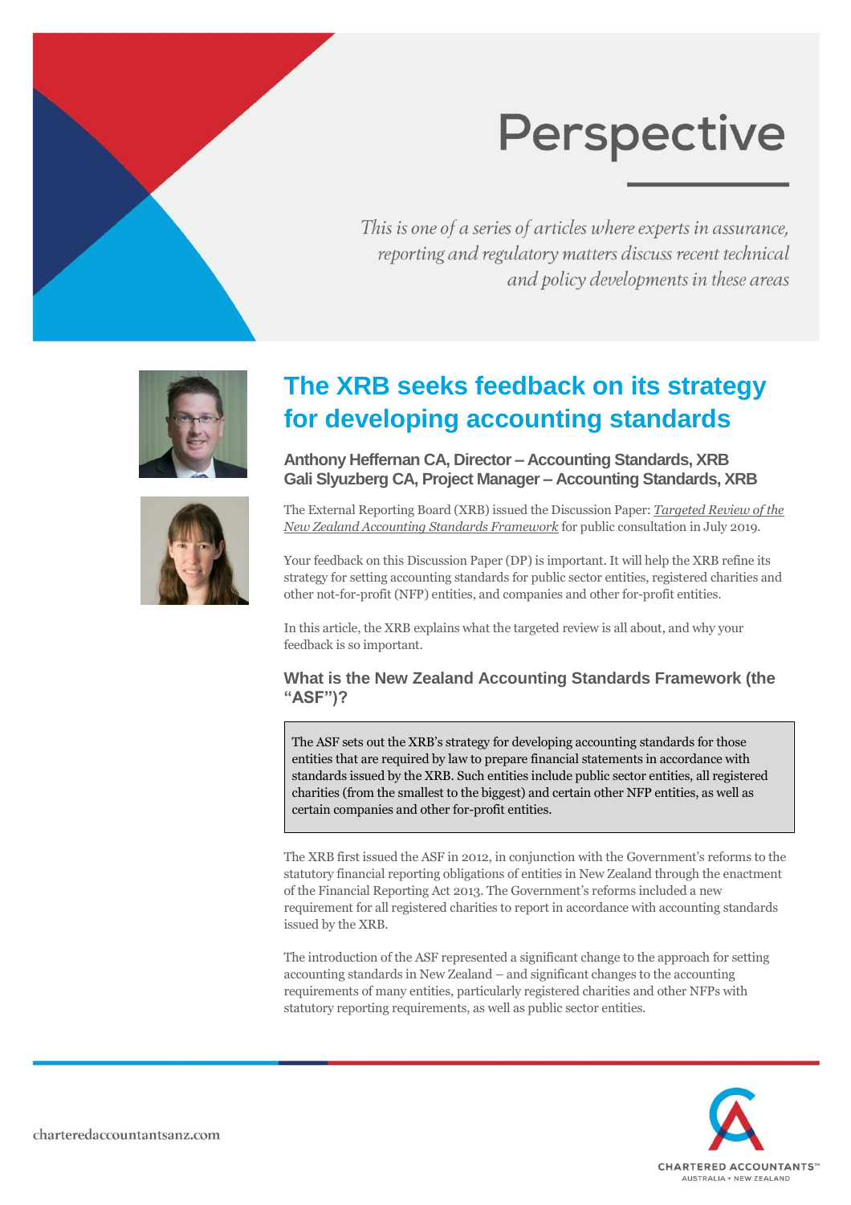# Perspective

*This is one of a series of articles where experts in assurance, reporting and regulatory matters discuss recent technical and policy developments in these areas*

## The XRB seeks feedback on its strategy for developing accounting standards

**Anthony Heffernan CA, Director – Accounting Standards, XRB**
**Gali Slyuzberg CA, Project Manager – Accounting Standards, XRB**

The External Reporting Board (XRB) issued the Discussion Paper: *Targeted Review of the New Zealand Accounting Standards Framework* for public consultation in July 2019.

Your feedback on this Discussion Paper (DP) is important. It will help the XRB refine its strategy for setting accounting standards for public sector entities, registered charities and other not-for-profit (NFP) entities, and companies and other for-profit entities.

In this article, the XRB explains what the targeted review is all about, and why your feedback is so important.

### What is the New Zealand Accounting Standards Framework (the "ASF")?

> The ASF sets out the XRB's strategy for developing accounting standards for those entities that are required by law to prepare financial statements in accordance with standards issued by the XRB. Such entities include public sector entities, all registered charities (from the smallest to the biggest) and certain other NFP entities, as well as certain companies and other for-profit entities.

The XRB first issued the ASF in 2012, in conjunction with the Government's reforms to the statutory financial reporting obligations of entities in New Zealand through the enactment of the Financial Reporting Act 2013. The Government's reforms included a new requirement for all registered charities to report in accordance with accounting standards issued by the XRB.

The introduction of the ASF represented a significant change to the approach for setting accounting standards in New Zealand – and significant changes to the accounting requirements of many entities, particularly registered charities and other NFPs with statutory reporting requirements, as well as public sector entities.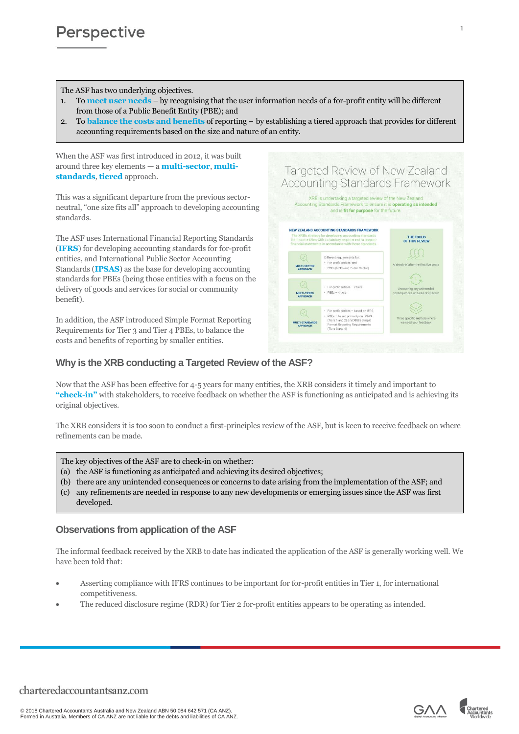> The ASF has two underlying objectives.
> 1. To **meet user needs** – by recognising that the user information needs of a for-profit entity will be different from those of a Public Benefit Entity (PBE); and
> 2. To **balance the costs and benefits** of reporting – by establishing a tiered approach that provides for different accounting requirements based on the size and nature of an entity.

When the ASF was first introduced in 2012, it was built around three key elements — a **multi-sector**, **multi-standards**, **tiered** approach.

This was a significant departure from the previous sector-neutral, "one size fits all" approach to developing accounting standards.

The ASF uses International Financial Reporting Standards (**IFRS**) for developing accounting standards for for-profit entities, and International Public Sector Accounting Standards (**IPSAS**) as the base for developing accounting standards for PBEs (being those entities with a focus on the delivery of goods and services for social or community benefit).

In addition, the ASF introduced Simple Format Reporting Requirements for Tier 3 and Tier 4 PBEs, to balance the costs and benefits of reporting by smaller entities.

**Targeted Review of New Zealand Accounting Standards Framework**

XRB is undertaking a targeted review of the New Zealand Accounting Standards Framework to ensure it is **operating as intended** and is **fit for purpose** for the future.

**NEW ZEALAND ACCOUNTING STANDARDS FRAMEWORK**

The XRB's strategy for developing accounting standards for those entities with a statutory requirement to prepare financial statements in accordance with those standards

- **MULTI-SECTOR APPROACH**: Different requirements for:
  - For-profit entities; and
  - PBEs (NFPs and Public Sector)
- **MULTI-TIERED APPROACH**:
  - For-profit entities – 2 tiers
  - PBEs – 4 tiers
- **MULTI-STANDARDS APPROACH**:
  - For-profit entities – based on IFRS
  - PBEs – based primarily on IPSAS (Tiers 1 and 2) and XRB's Simple Format Reporting Requirements (Tiers 3 and 4)

**THE FOCUS OF THIS REVIEW**

- A 'check-in' after the first five years
- Uncovering any unintended consequences or areas of concern
- Three specific matters where we need your feedback

## Why is the XRB conducting a Targeted Review of the ASF?

Now that the ASF has been effective for 4-5 years for many entities, the XRB considers it timely and important to **"check-in"** with stakeholders, to receive feedback on whether the ASF is functioning as anticipated and is achieving its original objectives.

The XRB considers it is too soon to conduct a first-principles review of the ASF, but is keen to receive feedback on where refinements can be made.

> The key objectives of the ASF are to check-in on whether:
> (a) the ASF is functioning as anticipated and achieving its desired objectives;
> (b) there are any unintended consequences or concerns to date arising from the implementation of the ASF; and
> (c) any refinements are needed in response to any new developments or emerging issues since the ASF was first developed.

## Observations from application of the ASF

The informal feedback received by the XRB to date has indicated the application of the ASF is generally working well. We have been told that:

- Asserting compliance with IFRS continues to be important for for-profit entities in Tier 1, for international competitiveness.
- The reduced disclosure regime (RDR) for Tier 2 for-profit entities appears to be operating as intended.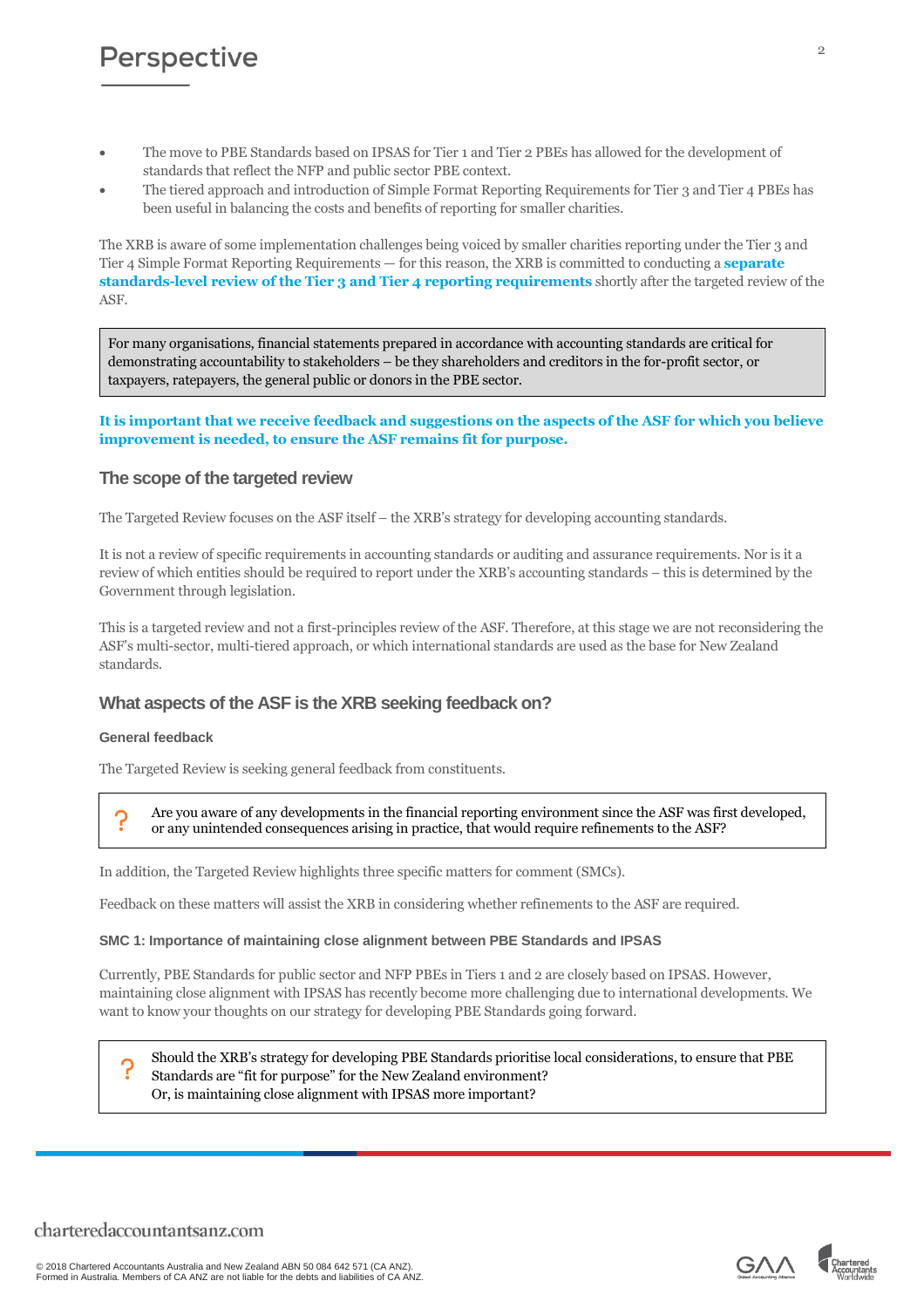- The move to PBE Standards based on IPSAS for Tier 1 and Tier 2 PBEs has allowed for the development of standards that reflect the NFP and public sector PBE context.
- The tiered approach and introduction of Simple Format Reporting Requirements for Tier 3 and Tier 4 PBEs has been useful in balancing the costs and benefits of reporting for smaller charities.

The XRB is aware of some implementation challenges being voiced by smaller charities reporting under the Tier 3 and Tier 4 Simple Format Reporting Requirements — for this reason, the XRB is committed to conducting a **separate standards-level review of the Tier 3 and Tier 4 reporting requirements** shortly after the targeted review of the ASF.

> For many organisations, financial statements prepared in accordance with accounting standards are critical for demonstrating accountability to stakeholders – be they shareholders and creditors in the for-profit sector, or taxpayers, ratepayers, the general public or donors in the PBE sector.

**It is important that we receive feedback and suggestions on the aspects of the ASF for which you believe improvement is needed, to ensure the ASF remains fit for purpose.**

## The scope of the targeted review

The Targeted Review focuses on the ASF itself – the XRB's strategy for developing accounting standards.

It is not a review of specific requirements in accounting standards or auditing and assurance requirements. Nor is it a review of which entities should be required to report under the XRB's accounting standards – this is determined by the Government through legislation.

This is a targeted review and not a first-principles review of the ASF. Therefore, at this stage we are not reconsidering the ASF's multi-sector, multi-tiered approach, or which international standards are used as the base for New Zealand standards.

## What aspects of the ASF is the XRB seeking feedback on?

### General feedback

The Targeted Review is seeking general feedback from constituents.

> ? Are you aware of any developments in the financial reporting environment since the ASF was first developed, or any unintended consequences arising in practice, that would require refinements to the ASF?

In addition, the Targeted Review highlights three specific matters for comment (SMCs).

Feedback on these matters will assist the XRB in considering whether refinements to the ASF are required.

### SMC 1: Importance of maintaining close alignment between PBE Standards and IPSAS

Currently, PBE Standards for public sector and NFP PBEs in Tiers 1 and 2 are closely based on IPSAS. However, maintaining close alignment with IPSAS has recently become more challenging due to international developments. We want to know your thoughts on our strategy for developing PBE Standards going forward.

> ? Should the XRB's strategy for developing PBE Standards prioritise local considerations, to ensure that PBE Standards are "fit for purpose" for the New Zealand environment?
> Or, is maintaining close alignment with IPSAS more important?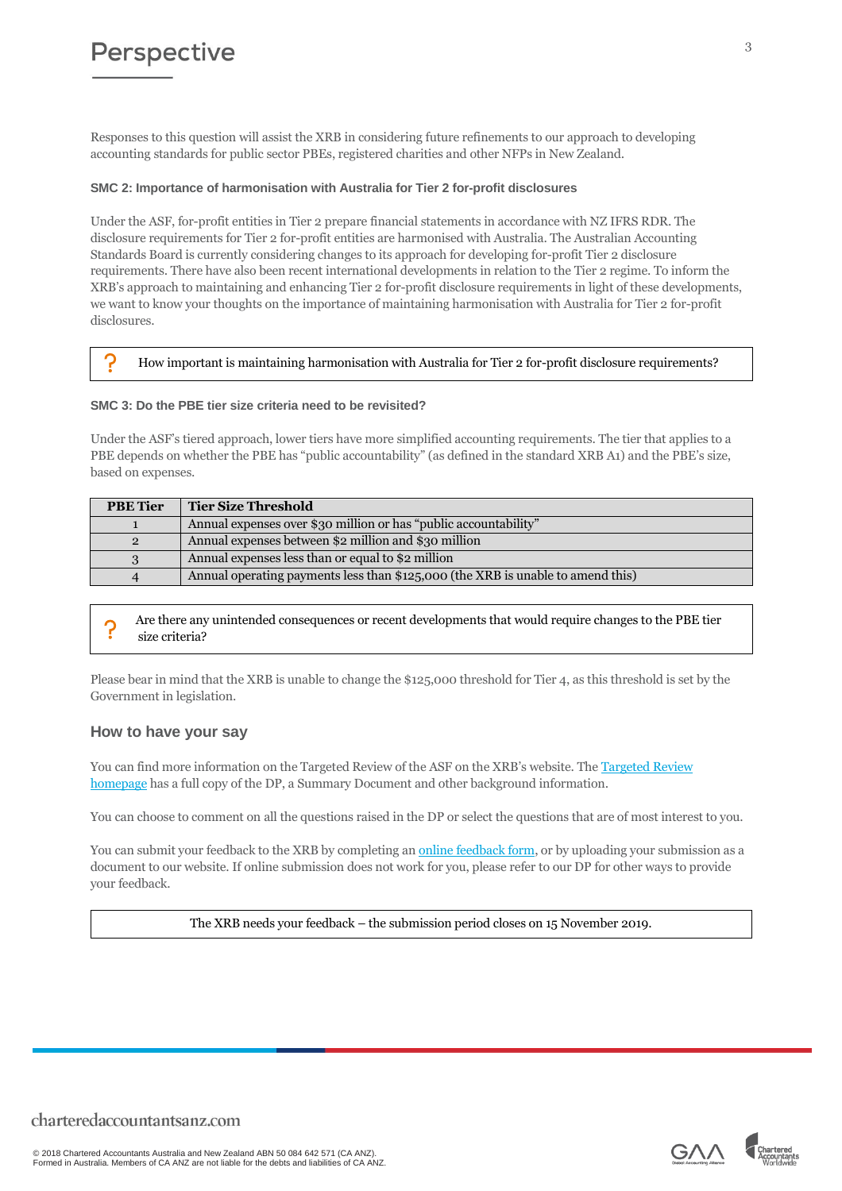Responses to this question will assist the XRB in considering future refinements to our approach to developing accounting standards for public sector PBEs, registered charities and other NFPs in New Zealand.

**SMC 2: Importance of harmonisation with Australia for Tier 2 for-profit disclosures**

Under the ASF, for-profit entities in Tier 2 prepare financial statements in accordance with NZ IFRS RDR. The disclosure requirements for Tier 2 for-profit entities are harmonised with Australia. The Australian Accounting Standards Board is currently considering changes to its approach for developing for-profit Tier 2 disclosure requirements. There have also been recent international developments in relation to the Tier 2 regime. To inform the XRB's approach to maintaining and enhancing Tier 2 for-profit disclosure requirements in light of these developments, we want to know your thoughts on the importance of maintaining harmonisation with Australia for Tier 2 for-profit disclosures.

> ? How important is maintaining harmonisation with Australia for Tier 2 for-profit disclosure requirements?

**SMC 3: Do the PBE tier size criteria need to be revisited?**

Under the ASF's tiered approach, lower tiers have more simplified accounting requirements. The tier that applies to a PBE depends on whether the PBE has "public accountability" (as defined in the standard XRB A1) and the PBE's size, based on expenses.

| PBE Tier | Tier Size Threshold |
|---|---|
| 1 | Annual expenses over $30 million or has "public accountability" |
| 2 | Annual expenses between $2 million and $30 million |
| 3 | Annual expenses less than or equal to $2 million |
| 4 | Annual operating payments less than $125,000 (the XRB is unable to amend this) |

> ? Are there any unintended consequences or recent developments that would require changes to the PBE tier size criteria?

Please bear in mind that the XRB is unable to change the $125,000 threshold for Tier 4, as this threshold is set by the Government in legislation.

## How to have your say

You can find more information on the Targeted Review of the ASF on the XRB's website. The Targeted Review homepage has a full copy of the DP, a Summary Document and other background information.

You can choose to comment on all the questions raised in the DP or select the questions that are of most interest to you.

You can submit your feedback to the XRB by completing an online feedback form, or by uploading your submission as a document to our website. If online submission does not work for you, please refer to our DP for other ways to provide your feedback.

> The XRB needs your feedback – the submission period closes on 15 November 2019.